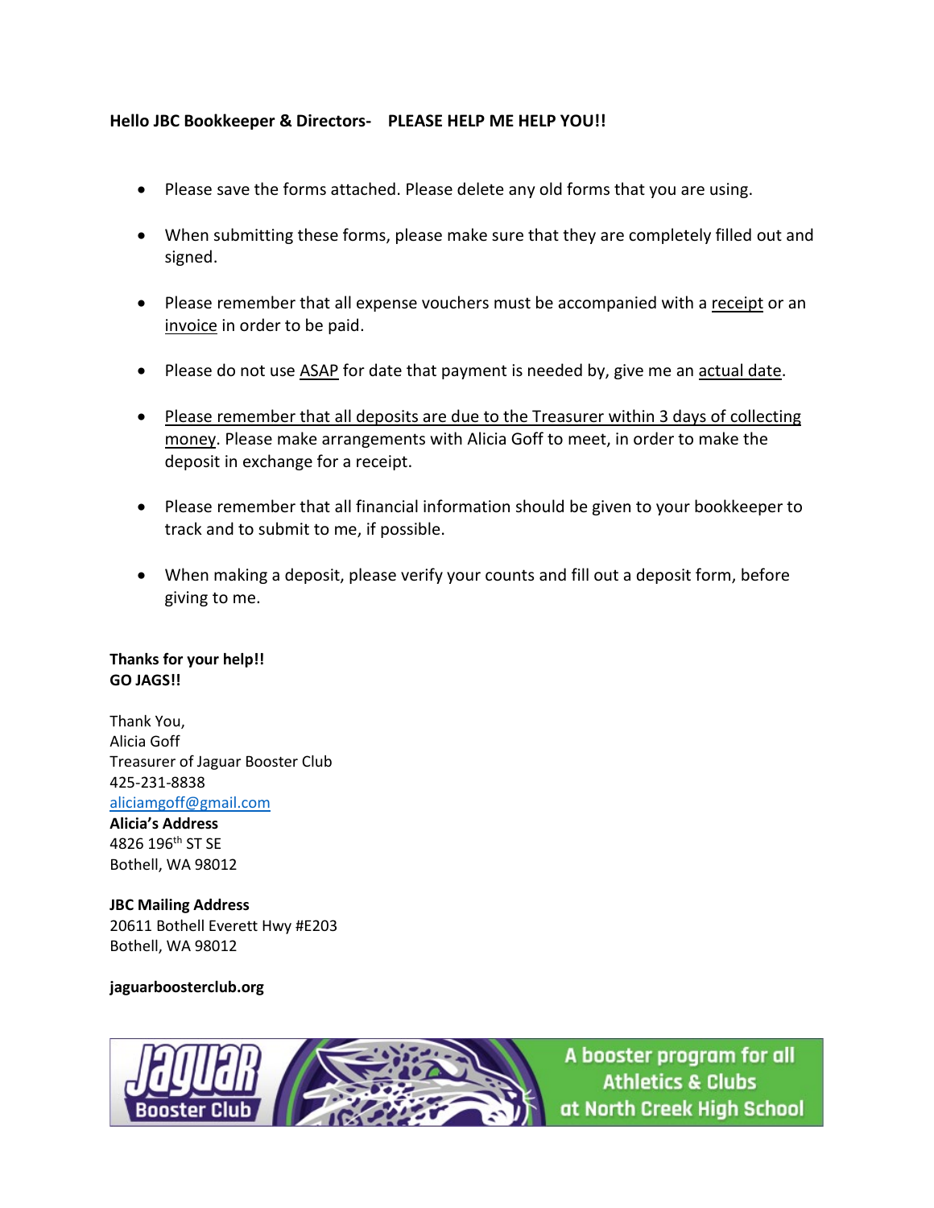**Hello JBC Bookkeeper & Directors-    PLEASE HELP ME HELP YOU!!**

- Please save the forms attached. Please delete any old forms that you are using.
- When submitting these forms, please make sure that they are completely filled out and signed.
- Please remember that all expense vouchers must be accompanied with a receipt or an invoice in order to be paid.
- Please do not use ASAP for date that payment is needed by, give me an actual date.
- Please remember that all deposits are due to the Treasurer within 3 days of collecting money. Please make arrangements with Alicia Goff to meet, in order to make the deposit in exchange for a receipt.
- Please remember that all financial information should be given to your bookkeeper to track and to submit to me, if possible.
- When making a deposit, please verify your counts and fill out a deposit form, before giving to me.

**Thanks for your help!!**
**GO JAGS!!**

Thank You,
Alicia Goff
Treasurer of Jaguar Booster Club
425-231-8838
aliciamgoff@gmail.com
**Alicia's Address**
4826 196th ST SE
Bothell, WA 98012

**JBC Mailing Address**
20611 Bothell Everett Hwy #E203
Bothell, WA 98012

**jaguarboosterclub.org**

Jaguar Booster Club — A booster program for all Athletics & Clubs at North Creek High School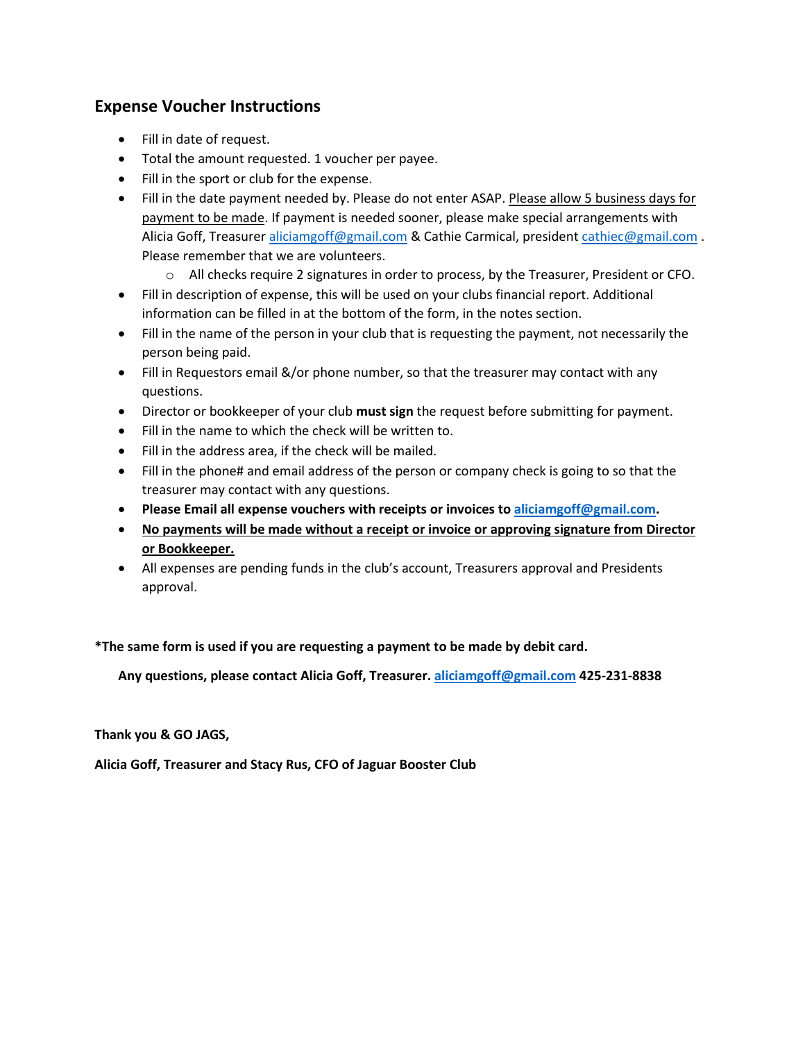## Expense Voucher Instructions

- Fill in date of request.
- Total the amount requested. 1 voucher per payee.
- Fill in the sport or club for the expense.
- Fill in the date payment needed by. Please do not enter ASAP. Please allow 5 business days for payment to be made. If payment is needed sooner, please make special arrangements with Alicia Goff, Treasurer aliciamgoff@gmail.com & Cathie Carmical, president cathiec@gmail.com . Please remember that we are volunteers.
  - All checks require 2 signatures in order to process, by the Treasurer, President or CFO.
- Fill in description of expense, this will be used on your clubs financial report. Additional information can be filled in at the bottom of the form, in the notes section.
- Fill in the name of the person in your club that is requesting the payment, not necessarily the person being paid.
- Fill in Requestors email &/or phone number, so that the treasurer may contact with any questions.
- Director or bookkeeper of your club **must sign** the request before submitting for payment.
- Fill in the name to which the check will be written to.
- Fill in the address area, if the check will be mailed.
- Fill in the phone# and email address of the person or company check is going to so that the treasurer may contact with any questions.
- **Please Email all expense vouchers with receipts or invoices to aliciamgoff@gmail.com.**
- **No payments will be made without a receipt or invoice or approving signature from Director or Bookkeeper.**
- All expenses are pending funds in the club's account, Treasurers approval and Presidents approval.

**\*The same form is used if you are requesting a payment to be made by debit card.**

**Any questions, please contact Alicia Goff, Treasurer. aliciamgoff@gmail.com 425-231-8838**

**Thank you & GO JAGS,**

**Alicia Goff, Treasurer and Stacy Rus, CFO of Jaguar Booster Club**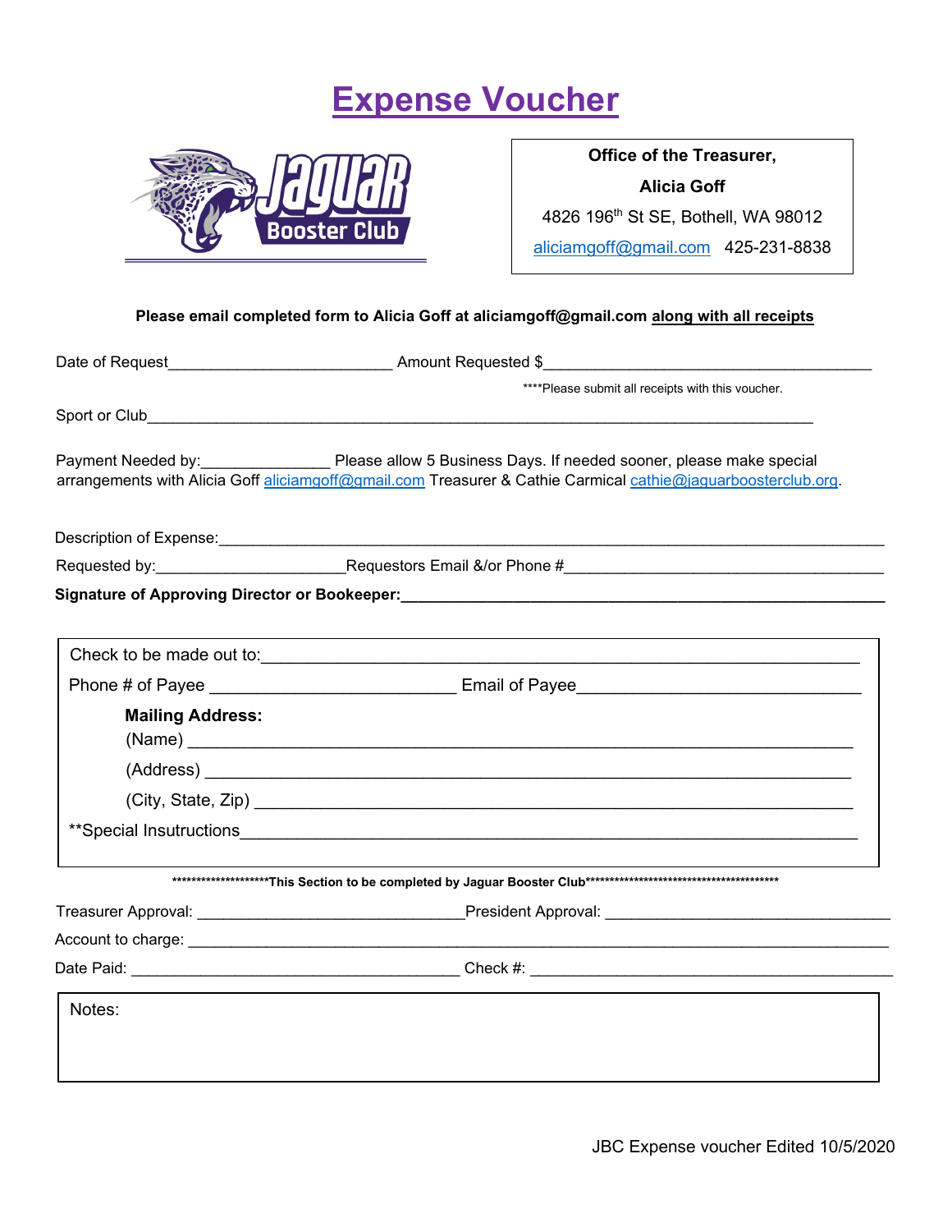# Expense Voucher

Jaguar Booster Club

**Office of the Treasurer,**

**Alicia Goff**

4826 196th St SE, Bothell, WA 98012

aliciamgoff@gmail.com 425-231-8838

**Please email completed form to Alicia Goff at aliciamgoff@gmail.com along with all receipts**

Date of Request__________________________ Amount Requested $______________________________________

****Please submit all receipts with this voucher.

Sport or Club______________________________________________________________________________

Payment Needed by:_______________ Please allow 5 Business Days. If needed sooner, please make special arrangements with Alicia Goff aliciamgoff@gmail.com Treasurer & Cathie Carmical cathie@jaguarboosterclub.org.

Description of Expense:_______________________________________________________________________

Requested by:______________________Requestors Email &/or Phone #___________________________________

**Signature of Approving Director or Bookeeper:________________________________________________________**

Check to be made out to:_______________________________________________________________

Phone # of Payee ___________________________ Email of Payee_______________________________

**Mailing Address:**

(Name) __________________________________________________________________________

(Address) ________________________________________________________________________

(City, State, Zip) ___________________________________________________________________

**Special Insutructions________________________________________________________________

**********************This Section to be completed by Jaguar Booster Club******************************************

Treasurer Approval: _______________________________President Approval: _________________________________

Account to charge: ____________________________________________________________________________________

Date Paid: _______________________________________ Check #: _________________________________________

Notes:

JBC Expense voucher Edited 10/5/2020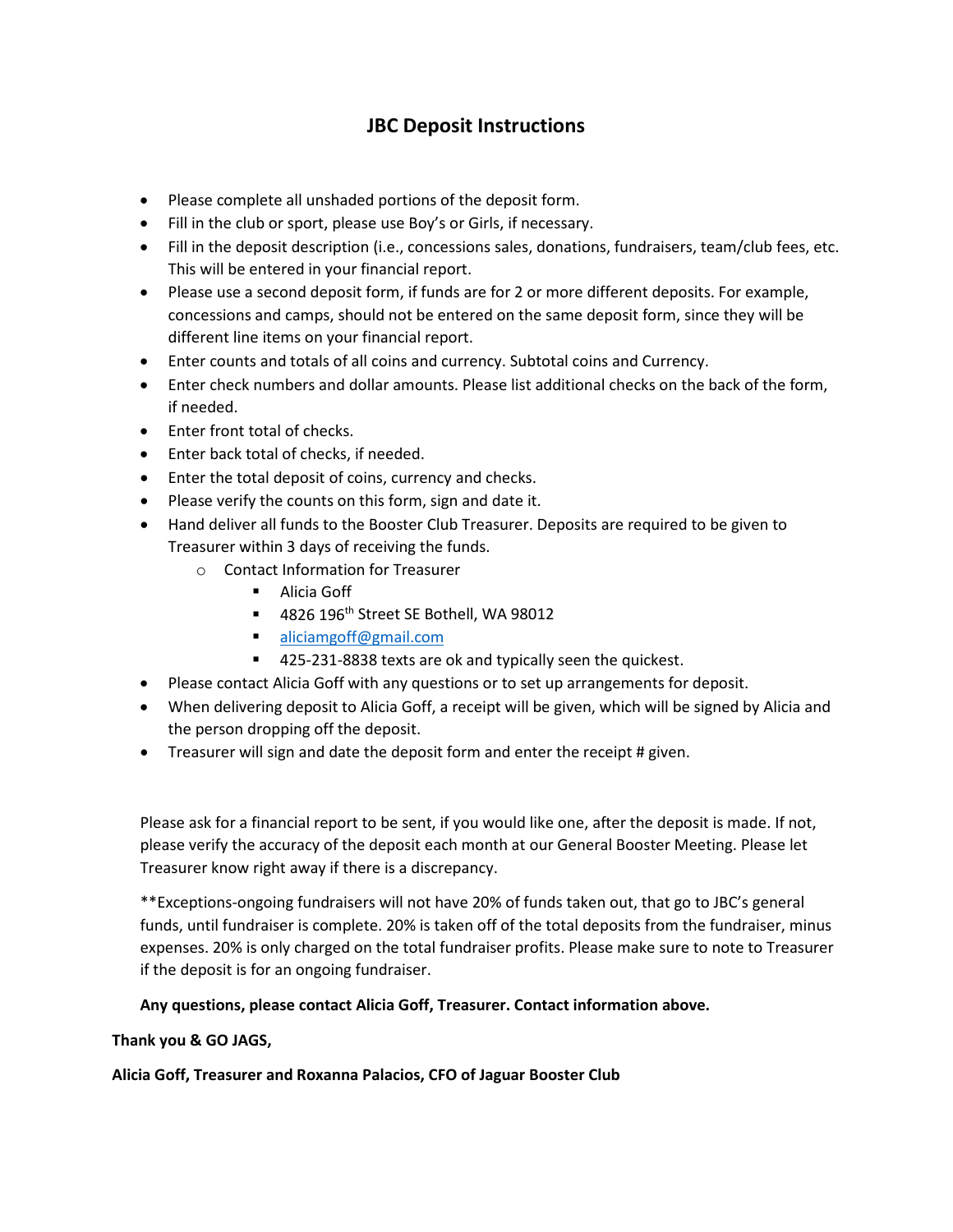# JBC Deposit Instructions

- Please complete all unshaded portions of the deposit form.
- Fill in the club or sport, please use Boy's or Girls, if necessary.
- Fill in the deposit description (i.e., concessions sales, donations, fundraisers, team/club fees, etc. This will be entered in your financial report.
- Please use a second deposit form, if funds are for 2 or more different deposits. For example, concessions and camps, should not be entered on the same deposit form, since they will be different line items on your financial report.
- Enter counts and totals of all coins and currency. Subtotal coins and Currency.
- Enter check numbers and dollar amounts. Please list additional checks on the back of the form, if needed.
- Enter front total of checks.
- Enter back total of checks, if needed.
- Enter the total deposit of coins, currency and checks.
- Please verify the counts on this form, sign and date it.
- Hand deliver all funds to the Booster Club Treasurer. Deposits are required to be given to Treasurer within 3 days of receiving the funds.
  - Contact Information for Treasurer
    - Alicia Goff
    - 4826 196th Street SE Bothell, WA 98012
    - aliciamgoff@gmail.com
    - 425-231-8838 texts are ok and typically seen the quickest.
- Please contact Alicia Goff with any questions or to set up arrangements for deposit.
- When delivering deposit to Alicia Goff, a receipt will be given, which will be signed by Alicia and the person dropping off the deposit.
- Treasurer will sign and date the deposit form and enter the receipt # given.

Please ask for a financial report to be sent, if you would like one, after the deposit is made. If not, please verify the accuracy of the deposit each month at our General Booster Meeting. Please let Treasurer know right away if there is a discrepancy.

**Exceptions-ongoing fundraisers will not have 20% of funds taken out, that go to JBC's general funds, until fundraiser is complete. 20% is taken off of the total deposits from the fundraiser, minus expenses. 20% is only charged on the total fundraiser profits. Please make sure to note to Treasurer if the deposit is for an ongoing fundraiser.

**Any questions, please contact Alicia Goff, Treasurer. Contact information above.**

**Thank you & GO JAGS,**

**Alicia Goff, Treasurer and Roxanna Palacios, CFO of Jaguar Booster Club**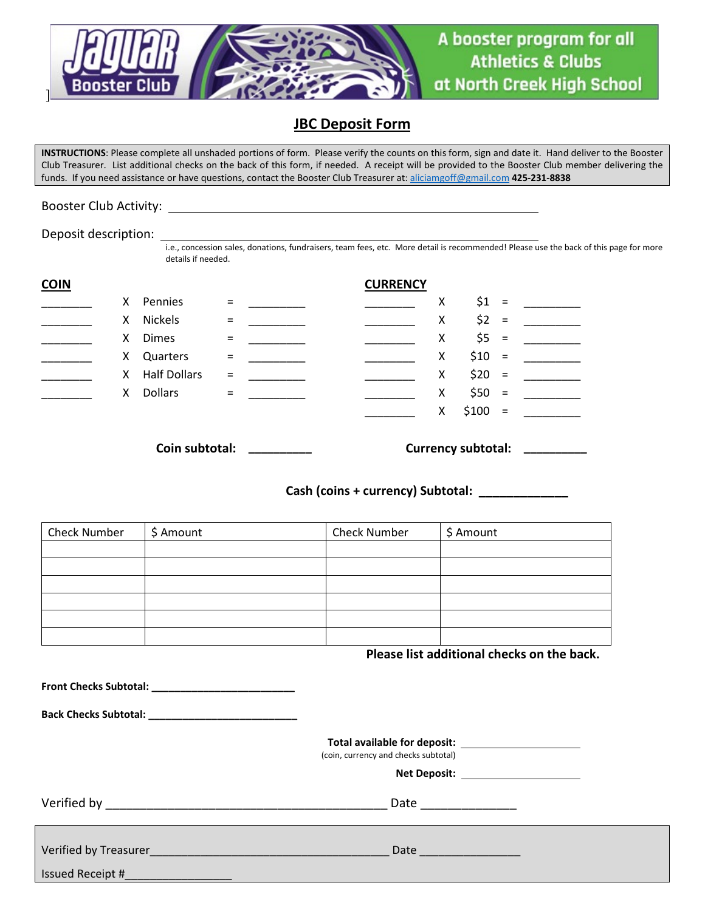Jaguar Booster Club — A booster program for all Athletics & Clubs at North Creek High School

## JBC Deposit Form

**INSTRUCTIONS**: Please complete all unshaded portions of form. Please verify the counts on this form, sign and date it. Hand deliver to the Booster Club Treasurer. List additional checks on the back of this form, if needed. A receipt will be provided to the Booster Club member delivering the funds. If you need assistance or have questions, contact the Booster Club Treasurer at: aliciamgoff@gmail.com **425-231-8838**

Booster Club Activity: ______________________________________________

Deposit description: ______________________________________________

i.e., concession sales, donations, fundraisers, team fees, etc. More detail is recommended! Please use the back of this page for more details if needed.

**COIN**

________ X Pennies = _________

________ X Nickels = _________

________ X Dimes = _________

________ X Quarters = _________

________ X Half Dollars = _________

________ X Dollars = _________

**CURRENCY**

________ X $1 = _________

________ X $2 = _________

________ X $5 = _________

________ X $10 = _________

________ X $20 = _________

________ X $50 = _________

________ X $100 = _________

**Coin subtotal:** _________ **Currency subtotal:** _________

**Cash (coins + currency) Subtotal:** _____________

| Check Number | $ Amount | Check Number | $ Amount |
|---|---|---|---|
| | | | |
| | | | |
| | | | |
| | | | |
| | | | |
| | | | |

**Please list additional checks on the back.**

**Front Checks Subtotal:** ________________________

**Back Checks Subtotal:** _________________________

**Total available for deposit:** ____________________
(coin, currency and checks subtotal)

**Net Deposit:** ____________________

Verified by ___________________________________________ Date ______________

Verified by Treasurer_____________________________________ Date _______________

Issued Receipt #_________________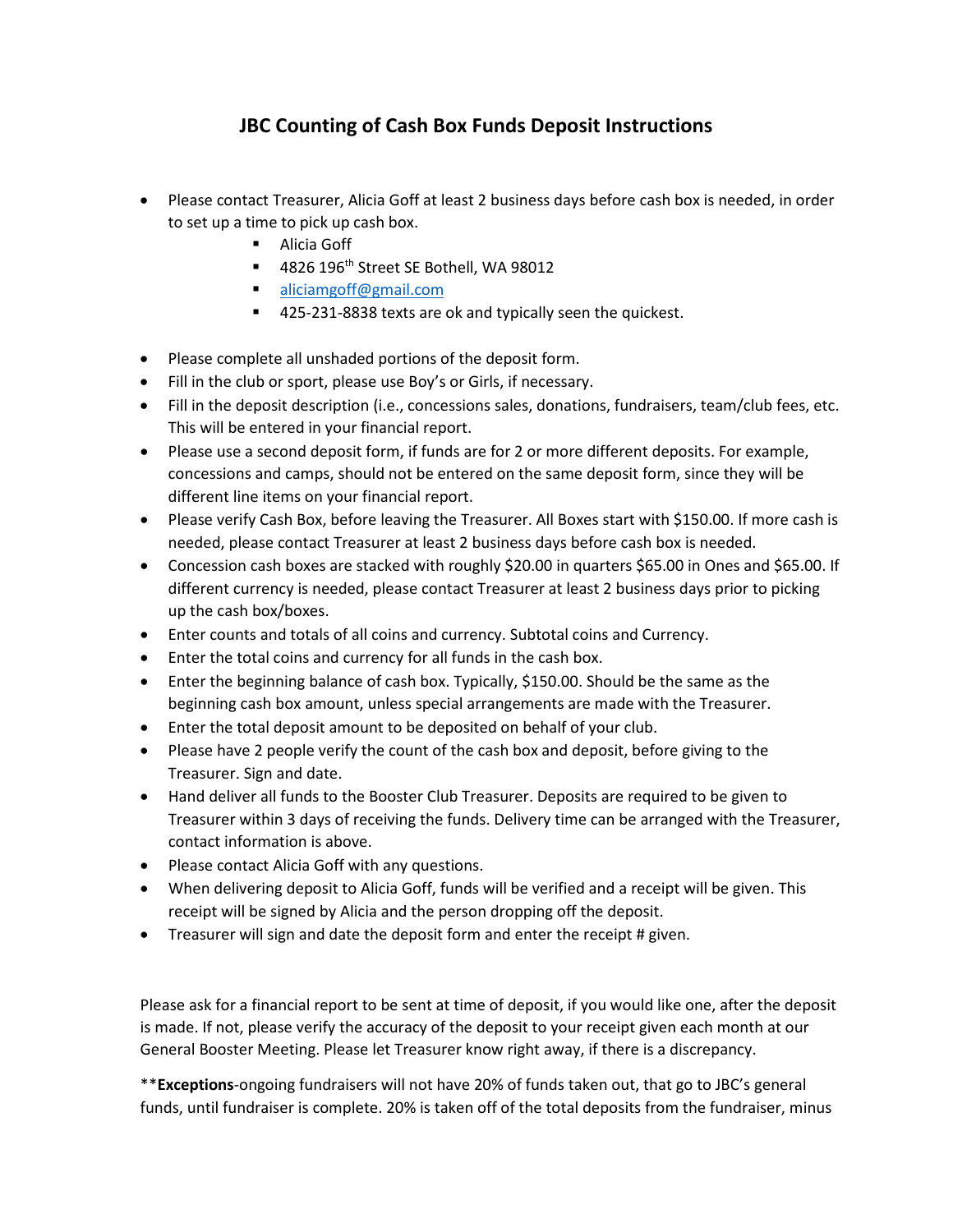# JBC Counting of Cash Box Funds Deposit Instructions

- Please contact Treasurer, Alicia Goff at least 2 business days before cash box is needed, in order to set up a time to pick up cash box.
  - Alicia Goff
  - 4826 196th Street SE Bothell, WA 98012
  - aliciamgoff@gmail.com
  - 425-231-8838 texts are ok and typically seen the quickest.

- Please complete all unshaded portions of the deposit form.
- Fill in the club or sport, please use Boy's or Girls, if necessary.
- Fill in the deposit description (i.e., concessions sales, donations, fundraisers, team/club fees, etc. This will be entered in your financial report.
- Please use a second deposit form, if funds are for 2 or more different deposits. For example, concessions and camps, should not be entered on the same deposit form, since they will be different line items on your financial report.
- Please verify Cash Box, before leaving the Treasurer. All Boxes start with $150.00. If more cash is needed, please contact Treasurer at least 2 business days before cash box is needed.
- Concession cash boxes are stacked with roughly $20.00 in quarters $65.00 in Ones and $65.00. If different currency is needed, please contact Treasurer at least 2 business days prior to picking up the cash box/boxes.
- Enter counts and totals of all coins and currency. Subtotal coins and Currency.
- Enter the total coins and currency for all funds in the cash box.
- Enter the beginning balance of cash box. Typically, $150.00. Should be the same as the beginning cash box amount, unless special arrangements are made with the Treasurer.
- Enter the total deposit amount to be deposited on behalf of your club.
- Please have 2 people verify the count of the cash box and deposit, before giving to the Treasurer. Sign and date.
- Hand deliver all funds to the Booster Club Treasurer. Deposits are required to be given to Treasurer within 3 days of receiving the funds. Delivery time can be arranged with the Treasurer, contact information is above.
- Please contact Alicia Goff with any questions.
- When delivering deposit to Alicia Goff, funds will be verified and a receipt will be given. This receipt will be signed by Alicia and the person dropping off the deposit.
- Treasurer will sign and date the deposit form and enter the receipt # given.

Please ask for a financial report to be sent at time of deposit, if you would like one, after the deposit is made. If not, please verify the accuracy of the deposit to your receipt given each month at our General Booster Meeting. Please let Treasurer know right away, if there is a discrepancy.

\*\***Exceptions**-ongoing fundraisers will not have 20% of funds taken out, that go to JBC's general funds, until fundraiser is complete. 20% is taken off of the total deposits from the fundraiser, minus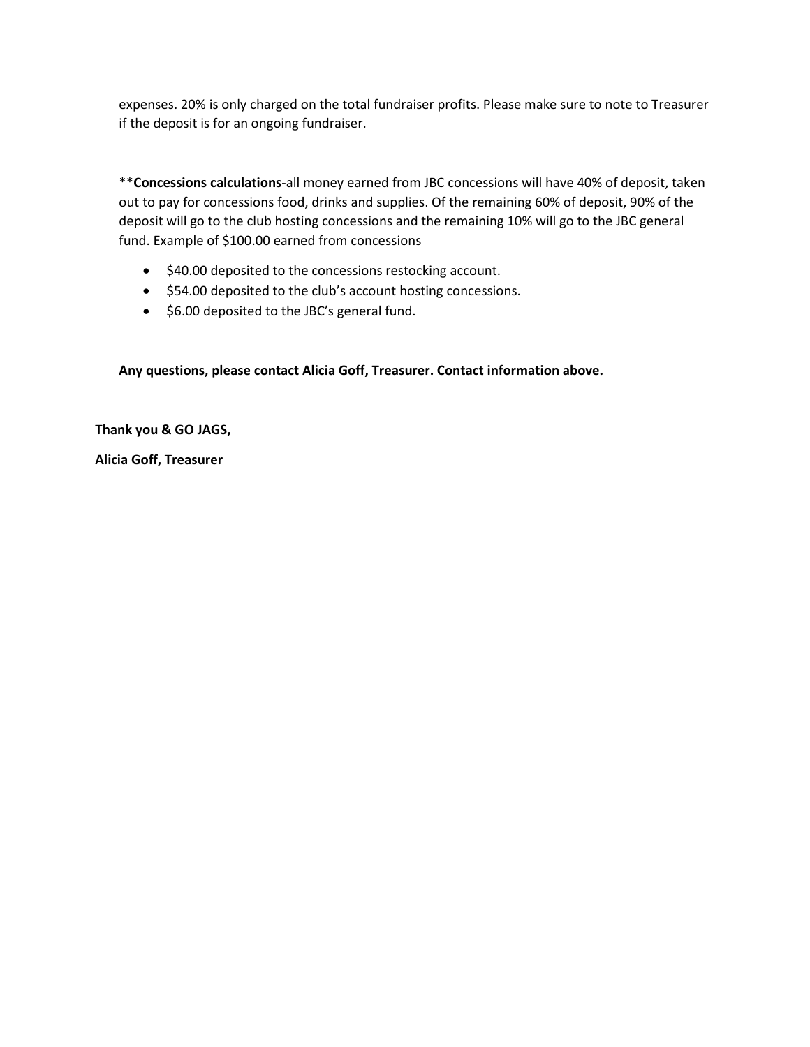expenses. 20% is only charged on the total fundraiser profits. Please make sure to note to Treasurer if the deposit is for an ongoing fundraiser.

**__Concessions calculations__**-all money earned from JBC concessions will have 40% of deposit, taken out to pay for concessions food, drinks and supplies. Of the remaining 60% of deposit, 90% of the deposit will go to the club hosting concessions and the remaining 10% will go to the JBC general fund. Example of $100.00 earned from concessions

- $40.00 deposited to the concessions restocking account.
- $54.00 deposited to the club's account hosting concessions.
- $6.00 deposited to the JBC's general fund.

**Any questions, please contact Alicia Goff, Treasurer. Contact information above.**

**Thank you & GO JAGS,**

**Alicia Goff, Treasurer**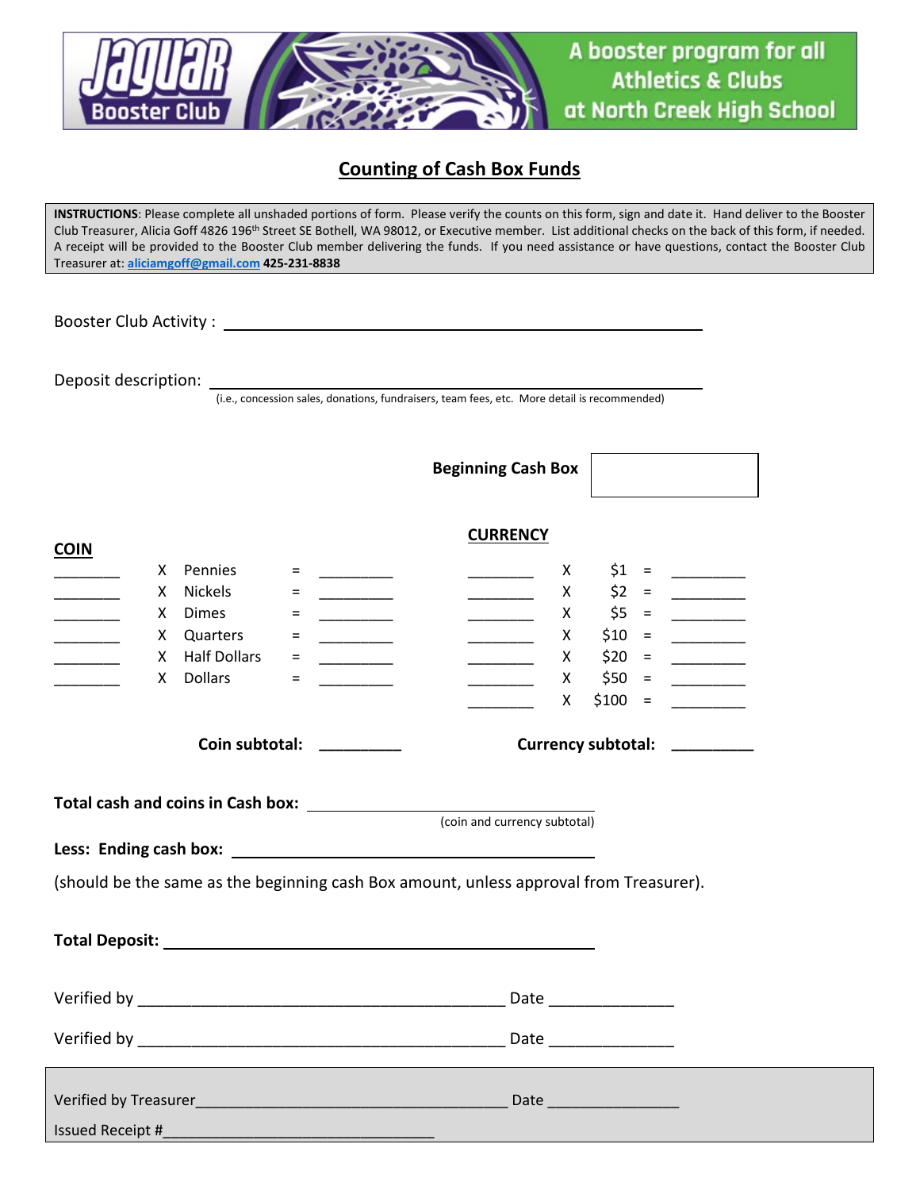Jaguar Booster Club — A booster program for all Athletics & Clubs at North Creek High School

## Counting of Cash Box Funds

**INSTRUCTIONS**: Please complete all unshaded portions of form. Please verify the counts on this form, sign and date it. Hand deliver to the Booster Club Treasurer, Alicia Goff 4826 196th Street SE Bothell, WA 98012, or Executive member. List additional checks on the back of this form, if needed. A receipt will be provided to the Booster Club member delivering the funds. If you need assistance or have questions, contact the Booster Club Treasurer at: aliciamgoff@gmail.com **425-231-8838**

Booster Club Activity : ________________________________________

Deposit description: ________________________________________
(i.e., concession sales, donations, fundraisers, team fees, etc. More detail is recommended)

**Beginning Cash Box** ____________

| COIN | | | | | CURRENCY | | | | |
|---|---|---|---|---|---|---|---|---|---|
| ________ | X | Pennies | = | _________ | ________ | X | $1 | = | _________ |
| ________ | X | Nickels | = | _________ | ________ | X | $2 | = | _________ |
| ________ | X | Dimes | = | _________ | ________ | X | $5 | = | _________ |
| ________ | X | Quarters | = | _________ | ________ | X | $10 | = | _________ |
| ________ | X | Half Dollars | = | _________ | ________ | X | $20 | = | _________ |
| ________ | X | Dollars | = | _________ | ________ | X | $50 | = | _________ |
| | | | | | ________ | X | $100 | = | _________ |

**Coin subtotal:** _________ **Currency subtotal:** _________

**Total cash and coins in Cash box:** ________________________________
(coin and currency subtotal)

**Less: Ending cash box:** ________________________________

(should be the same as the beginning cash Box amount, unless approval from Treasurer).

**Total Deposit:** ________________________________

Verified by ________________________________ Date ______________

Verified by ________________________________ Date ______________

Verified by Treasurer________________________________ Date ______________

Issued Receipt #________________________________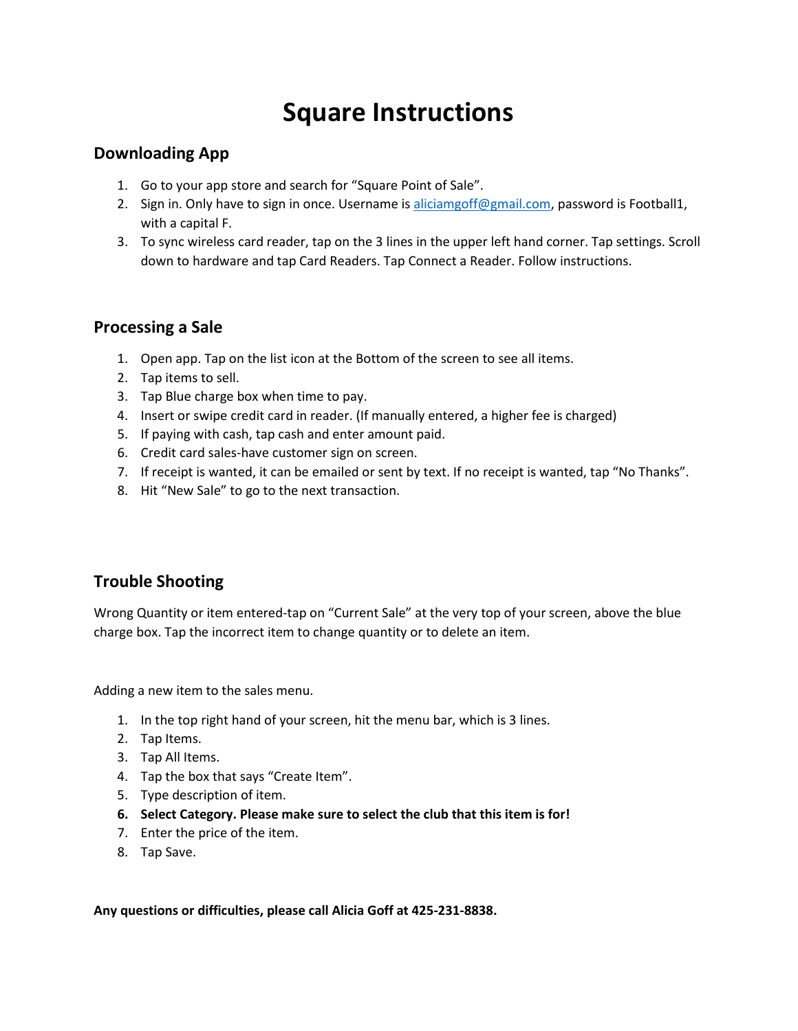# Square Instructions

## Downloading App

1. Go to your app store and search for “Square Point of Sale”.
2. Sign in. Only have to sign in once. Username is aliciamgoff@gmail.com, password is Football1, with a capital F.
3. To sync wireless card reader, tap on the 3 lines in the upper left hand corner. Tap settings. Scroll down to hardware and tap Card Readers. Tap Connect a Reader. Follow instructions.

## Processing a Sale

1. Open app. Tap on the list icon at the Bottom of the screen to see all items.
2. Tap items to sell.
3. Tap Blue charge box when time to pay.
4. Insert or swipe credit card in reader. (If manually entered, a higher fee is charged)
5. If paying with cash, tap cash and enter amount paid.
6. Credit card sales-have customer sign on screen.
7. If receipt is wanted, it can be emailed or sent by text. If no receipt is wanted, tap “No Thanks”.
8. Hit “New Sale” to go to the next transaction.

## Trouble Shooting

Wrong Quantity or item entered-tap on “Current Sale” at the very top of your screen, above the blue charge box. Tap the incorrect item to change quantity or to delete an item.

Adding a new item to the sales menu.

1. In the top right hand of your screen, hit the menu bar, which is 3 lines.
2. Tap Items.
3. Tap All Items.
4. Tap the box that says “Create Item”.
5. Type description of item.
6. **Select Category. Please make sure to select the club that this item is for!**
7. Enter the price of the item.
8. Tap Save.

**Any questions or difficulties, please call Alicia Goff at 425-231-8838.**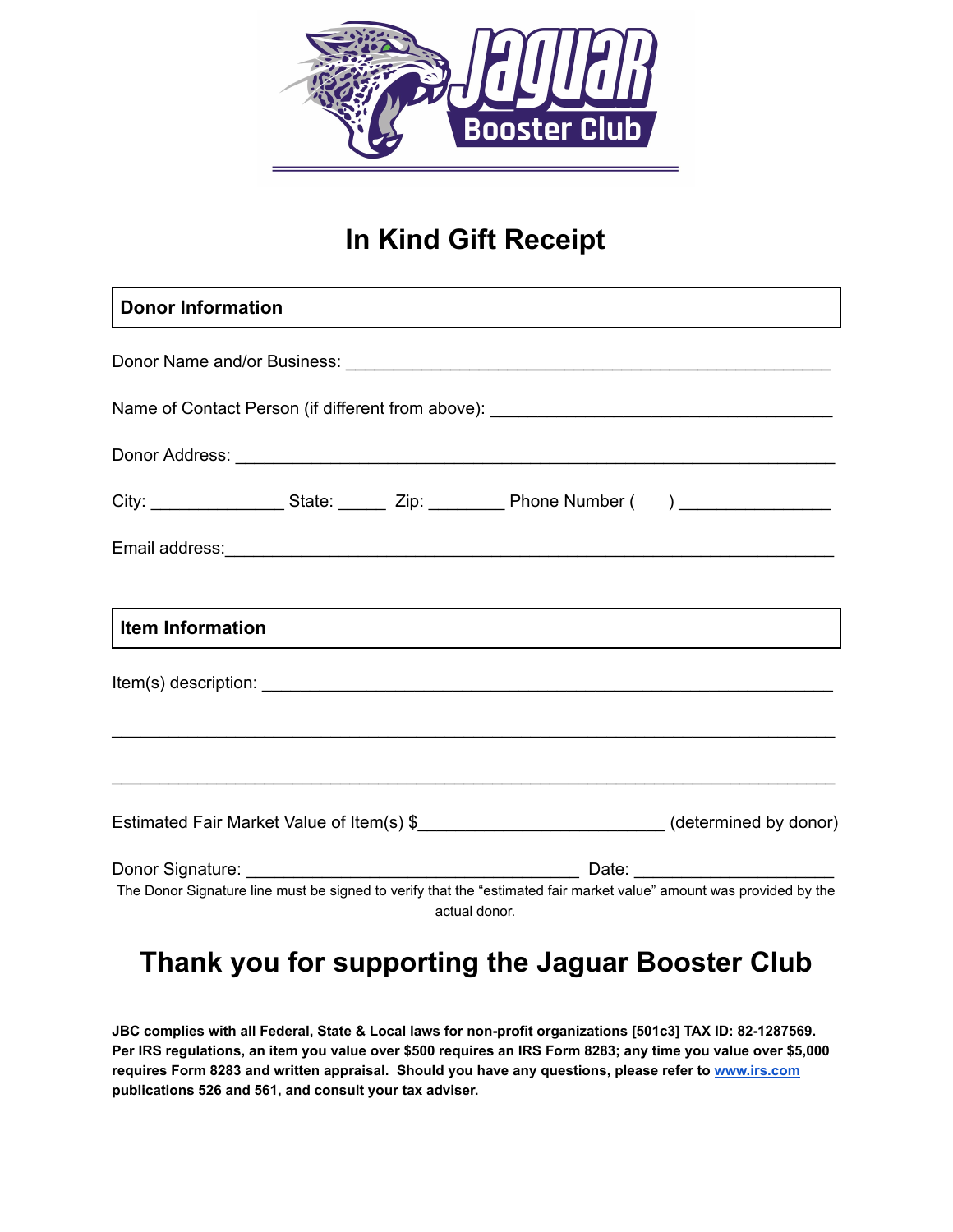# In Kind Gift Receipt

**Donor Information**

Donor Name and/or Business: ___________________________________________________

Name of Contact Person (if different from above): _____________________________________

Donor Address: ______________________________________________________________

City: ______________ State: _____ Zip: ________ Phone Number ( ) _______________

Email address:_______________________________________________________________

**Item Information**

Item(s) description: ___________________________________________________________

_____________________________________________________________________________

_____________________________________________________________________________

Estimated Fair Market Value of Item(s) $__________________________ (determined by donor)

Donor Signature: ___________________________________ Date: _____________________

The Donor Signature line must be signed to verify that the “estimated fair market value” amount was provided by the actual donor.

## Thank you for supporting the Jaguar Booster Club

**JBC complies with all Federal, State & Local laws for non-profit organizations [501c3] TAX ID: 82-1287569. Per IRS regulations, an item you value over $500 requires an IRS Form 8283; any time you value over $5,000 requires Form 8283 and written appraisal. Should you have any questions, please refer to [www.irs.com](http://www.irs.com) publications 526 and 561, and consult your tax adviser.**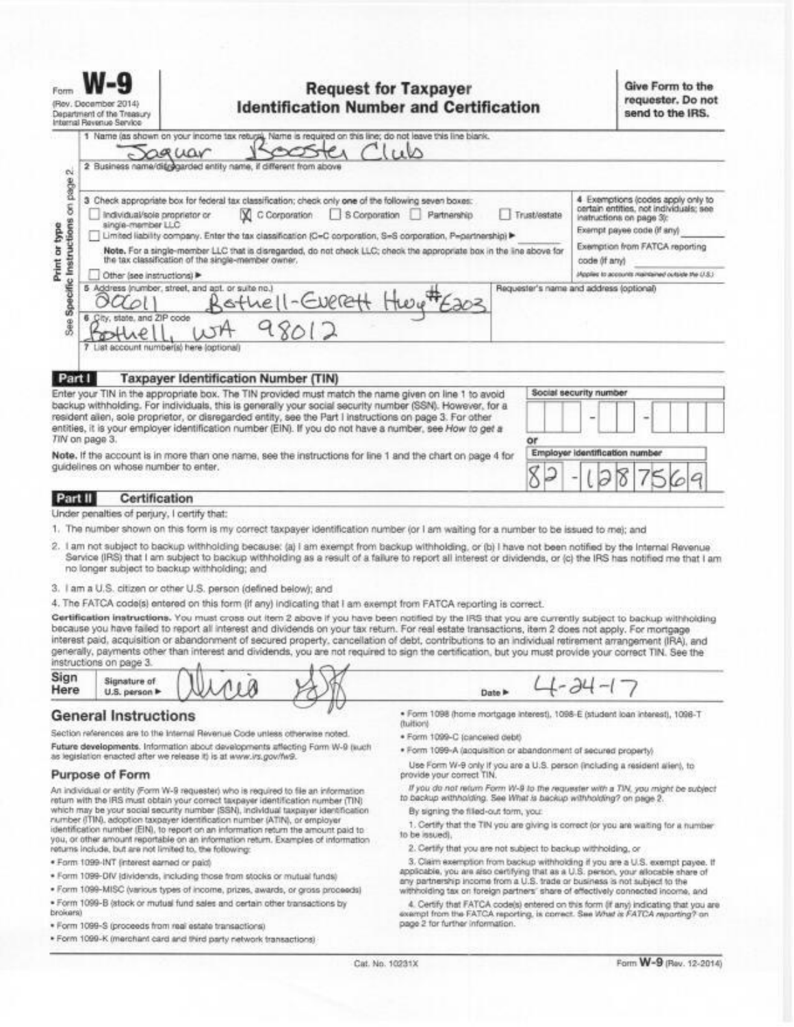Form **W-9**
(Rev. December 2014)
Department of the Treasury
Internal Revenue Service

# Request for Taxpayer Identification Number and Certification

**Give Form to the requester. Do not send to the IRS.**

Print or type
See Specific Instructions on page 2.

1 Name (as shown on your income tax return). Name is required on this line; do not leave this line blank.
Jaguar Booster Clubs

2 Business name/disregarded entity name, if different from above

3 Check appropriate box for federal tax classification; check only **one** of the following seven boxes:
☐ Individual/sole proprietor or single-member LLC ☒ C Corporation ☐ S Corporation ☐ Partnership ☐ Trust/estate
☐ Limited liability company. Enter the tax classification (C=C corporation, S=S corporation, P=partnership) ▶ ________
**Note.** For a single-member LLC that is disregarded, do not check LLC; check the appropriate box in the line above for the tax classification of the single-member owner.
☐ Other (see instructions) ▶

4 Exemptions (codes apply only to certain entities, not individuals; see instructions on page 3):
Exempt payee code (if any) ________
Exemption from FATCA reporting code (if any) ________
*(Applies to accounts maintained outside the U.S.)*

5 Address (number, street, and apt. or suite no.)
20611 Bothell-Everett Hwy #E203

Requester's name and address (optional)

6 City, state, and ZIP code
Bothell, WA 98012

7 List account number(s) here (optional)

## Part I Taxpayer Identification Number (TIN)

Enter your TIN in the appropriate box. The TIN provided must match the name given on line 1 to avoid backup withholding. For individuals, this is generally your social security number (SSN). However, for a resident alien, sole proprietor, or disregarded entity, see the Part I instructions on page 3. For other entities, it is your employer identification number (EIN). If you do not have a number, see *How to get a TIN* on page 3.

**Note.** If the account is in more than one name, see the instructions for line 1 and the chart on page 4 for guidelines on whose number to enter.

Social security number
[ ][ ][ ] – [ ][ ] – [ ][ ][ ][ ]

or

Employer identification number
82 – 1287569

## Part II Certification

Under penalties of perjury, I certify that:

1. The number shown on this form is my correct taxpayer identification number (or I am waiting for a number to be issued to me); and
2. I am not subject to backup withholding because: (a) I am exempt from backup withholding, or (b) I have not been notified by the Internal Revenue Service (IRS) that I am subject to backup withholding as a result of a failure to report all interest or dividends, or (c) the IRS has notified me that I am no longer subject to backup withholding; and
3. I am a U.S. citizen or other U.S. person (defined below); and
4. The FATCA code(s) entered on this form (if any) indicating that I am exempt from FATCA reporting is correct.

**Certification instructions.** You must cross out item 2 above if you have been notified by the IRS that you are currently subject to backup withholding because you have failed to report all interest and dividends on your tax return. For real estate transactions, item 2 does not apply. For mortgage interest paid, acquisition or abandonment of secured property, cancellation of debt, contributions to an individual retirement arrangement (IRA), and generally, payments other than interest and dividends, you are not required to sign the certification, but you must provide your correct TIN. See the instructions on page 3.

**Sign Here** Signature of U.S. person ▶ Alicia [signature] Date ▶ 4-24-17

## General Instructions

Section references are to the Internal Revenue Code unless otherwise noted.

**Future developments.** Information about developments affecting Form W-9 (such as legislation enacted after we release it) is at *www.irs.gov/fw9*.

### Purpose of Form

An individual or entity (Form W-9 requester) who is required to file an information return with the IRS must obtain your correct taxpayer identification number (TIN) which may be your social security number (SSN), individual taxpayer identification number (ITIN), adoption taxpayer identification number (ATIN), or employer identification number (EIN), to report on an information return the amount paid to you, or other amount reportable on an information return. Examples of information returns include, but are not limited to, the following:

- Form 1099-INT (interest earned or paid)
- Form 1099-DIV (dividends, including those from stocks or mutual funds)
- Form 1099-MISC (various types of income, prizes, awards, or gross proceeds)
- Form 1099-B (stock or mutual fund sales and certain other transactions by brokers)
- Form 1099-S (proceeds from real estate transactions)
- Form 1099-K (merchant card and third party network transactions)
- Form 1098 (home mortgage interest), 1098-E (student loan interest), 1098-T (tuition)
- Form 1099-C (canceled debt)
- Form 1099-A (acquisition or abandonment of secured property)

Use Form W-9 only if you are a U.S. person (including a resident alien), to provide your correct TIN.

*If you do not return Form W-9 to the requester with a TIN, you might be subject to backup withholding. See What is backup withholding? on page 2.*

By signing the filled-out form, you:

1. Certify that the TIN you are giving is correct (or you are waiting for a number to be issued),
2. Certify that you are not subject to backup withholding, or
3. Claim exemption from backup withholding if you are a U.S. exempt payee. If applicable, you are also certifying that as a U.S. person, your allocable share of any partnership income from a U.S. trade or business is not subject to the withholding tax on foreign partners' share of effectively connected income, and
4. Certify that FATCA code(s) entered on this form (if any) indicating that you are exempt from the FATCA reporting, is correct. See *What is FATCA reporting?* on page 2 for further information.

Cat. No. 10231X Form **W-9** (Rev. 12-2014)